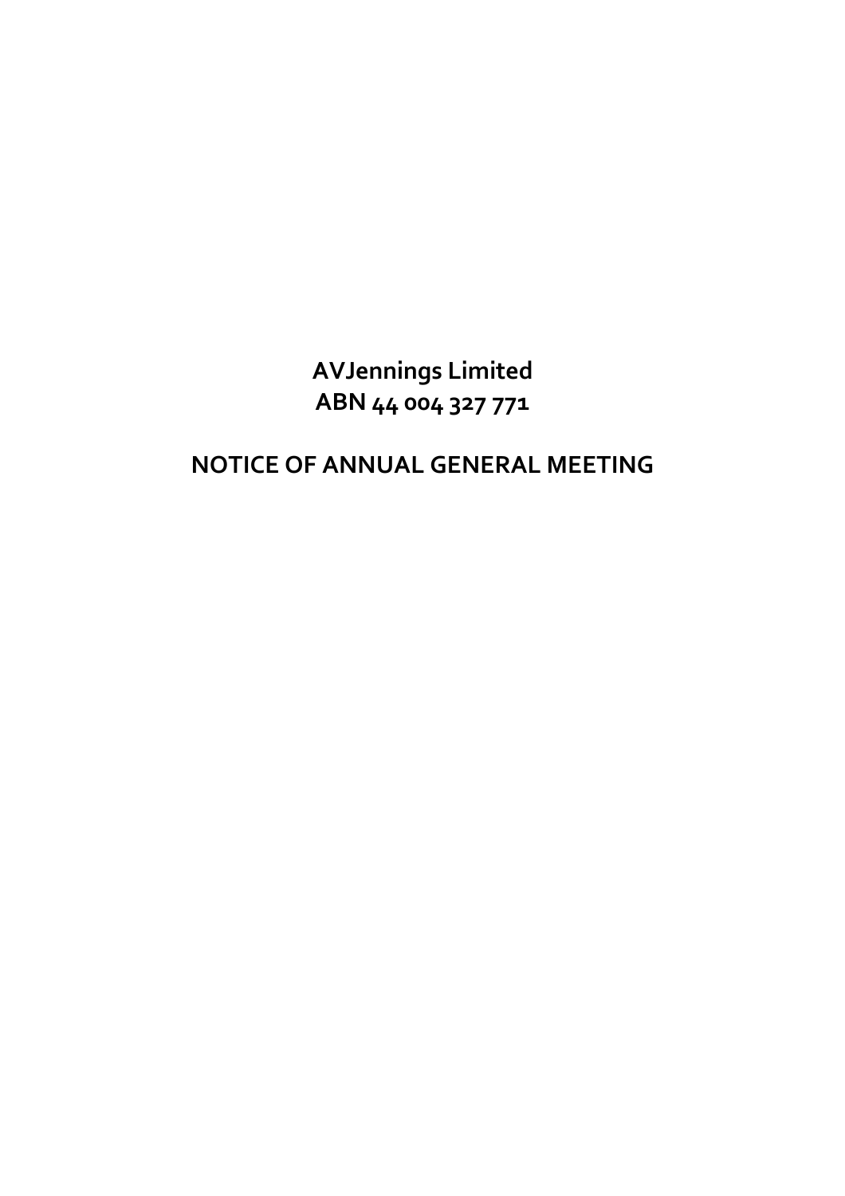# AVJennings Limited
# ABN 44 004 327 771

# NOTICE OF ANNUAL GENERAL MEETING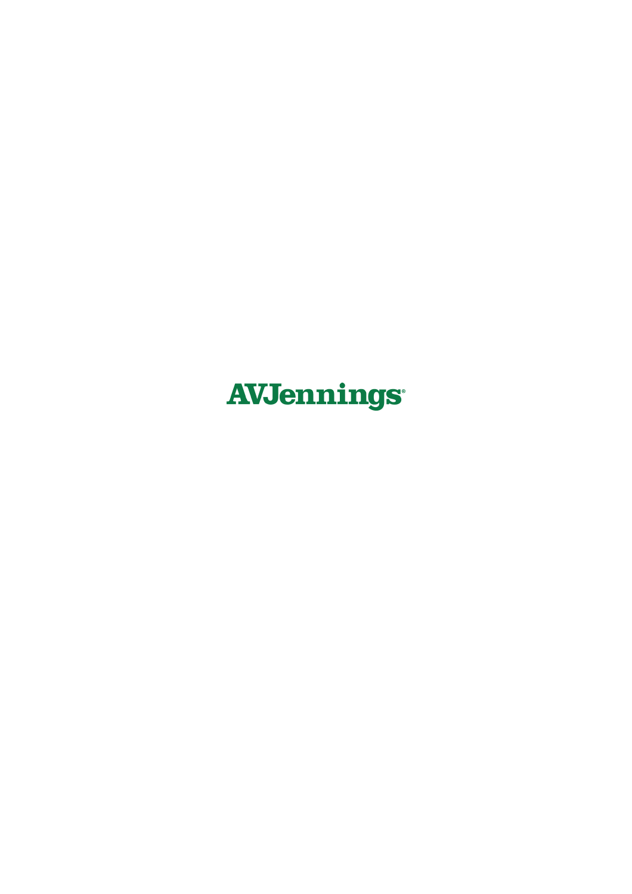AVJennings®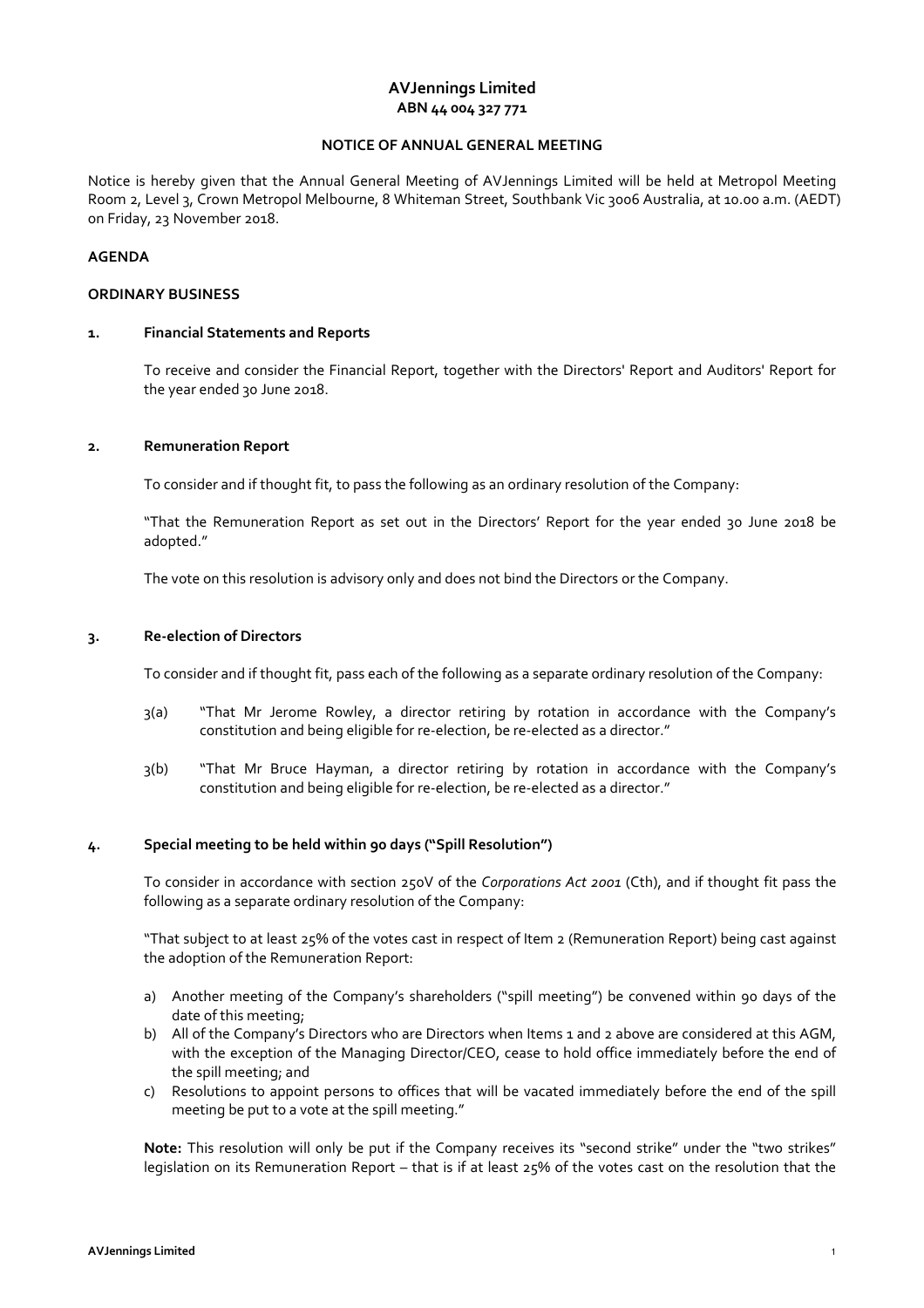# AVJennings Limited
## ABN 44 004 327 771

### NOTICE OF ANNUAL GENERAL MEETING

Notice is hereby given that the Annual General Meeting of AVJennings Limited will be held at Metropol Meeting Room 2, Level 3, Crown Metropol Melbourne, 8 Whiteman Street, Southbank Vic 3006 Australia, at 10.00 a.m. (AEDT) on Friday, 23 November 2018.

**AGENDA**

**ORDINARY BUSINESS**

**1. Financial Statements and Reports**

To receive and consider the Financial Report, together with the Directors' Report and Auditors' Report for the year ended 30 June 2018.

**2. Remuneration Report**

To consider and if thought fit, to pass the following as an ordinary resolution of the Company:

"That the Remuneration Report as set out in the Directors' Report for the year ended 30 June 2018 be adopted."

The vote on this resolution is advisory only and does not bind the Directors or the Company.

**3. Re-election of Directors**

To consider and if thought fit, pass each of the following as a separate ordinary resolution of the Company:

3(a) "That Mr Jerome Rowley, a director retiring by rotation in accordance with the Company's constitution and being eligible for re-election, be re-elected as a director."

3(b) "That Mr Bruce Hayman, a director retiring by rotation in accordance with the Company's constitution and being eligible for re-election, be re-elected as a director."

**4. Special meeting to be held within 90 days ("Spill Resolution")**

To consider in accordance with section 250V of the *Corporations Act 2001* (Cth), and if thought fit pass the following as a separate ordinary resolution of the Company:

"That subject to at least 25% of the votes cast in respect of Item 2 (Remuneration Report) being cast against the adoption of the Remuneration Report:

a) Another meeting of the Company's shareholders ("spill meeting") be convened within 90 days of the date of this meeting;
b) All of the Company's Directors who are Directors when Items 1 and 2 above are considered at this AGM, with the exception of the Managing Director/CEO, cease to hold office immediately before the end of the spill meeting; and
c) Resolutions to appoint persons to offices that will be vacated immediately before the end of the spill meeting be put to a vote at the spill meeting."

**Note:** This resolution will only be put if the Company receives its "second strike" under the "two strikes" legislation on its Remuneration Report – that is if at least 25% of the votes cast on the resolution that the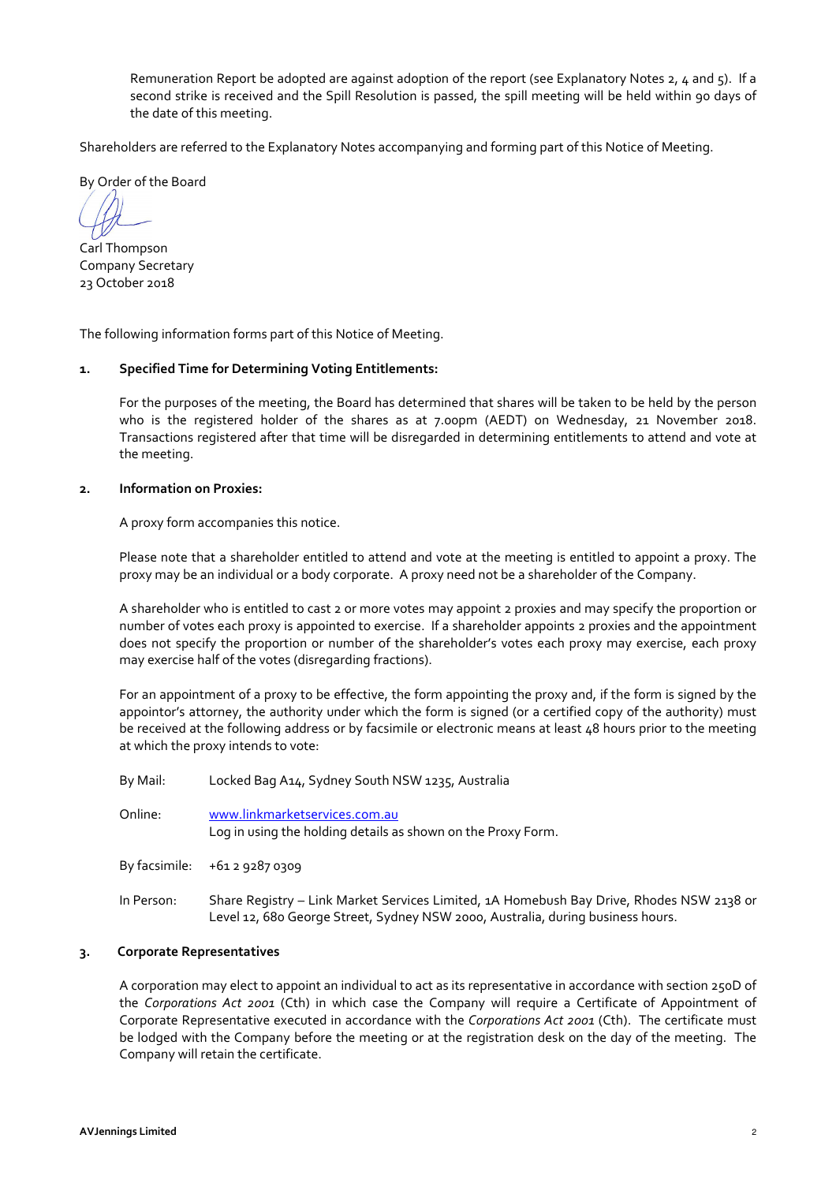Remuneration Report be adopted are against adoption of the report (see Explanatory Notes 2, 4 and 5). If a second strike is received and the Spill Resolution is passed, the spill meeting will be held within 90 days of the date of this meeting.

Shareholders are referred to the Explanatory Notes accompanying and forming part of this Notice of Meeting.

By Order of the Board

Carl Thompson
Company Secretary
23 October 2018

The following information forms part of this Notice of Meeting.

**1. Specified Time for Determining Voting Entitlements:**

For the purposes of the meeting, the Board has determined that shares will be taken to be held by the person who is the registered holder of the shares as at 7.00pm (AEDT) on Wednesday, 21 November 2018. Transactions registered after that time will be disregarded in determining entitlements to attend and vote at the meeting.

**2. Information on Proxies:**

A proxy form accompanies this notice.

Please note that a shareholder entitled to attend and vote at the meeting is entitled to appoint a proxy. The proxy may be an individual or a body corporate. A proxy need not be a shareholder of the Company.

A shareholder who is entitled to cast 2 or more votes may appoint 2 proxies and may specify the proportion or number of votes each proxy is appointed to exercise. If a shareholder appoints 2 proxies and the appointment does not specify the proportion or number of the shareholder's votes each proxy may exercise, each proxy may exercise half of the votes (disregarding fractions).

For an appointment of a proxy to be effective, the form appointing the proxy and, if the form is signed by the appointor's attorney, the authority under which the form is signed (or a certified copy of the authority) must be received at the following address or by facsimile or electronic means at least 48 hours prior to the meeting at which the proxy intends to vote:

By Mail: Locked Bag A14, Sydney South NSW 1235, Australia

Online: www.linkmarketservices.com.au
Log in using the holding details as shown on the Proxy Form.

By facsimile: +61 2 9287 0309

In Person: Share Registry – Link Market Services Limited, 1A Homebush Bay Drive, Rhodes NSW 2138 or Level 12, 680 George Street, Sydney NSW 2000, Australia, during business hours.

**3. Corporate Representatives**

A corporation may elect to appoint an individual to act as its representative in accordance with section 250D of the *Corporations Act 2001* (Cth) in which case the Company will require a Certificate of Appointment of Corporate Representative executed in accordance with the *Corporations Act 2001* (Cth). The certificate must be lodged with the Company before the meeting or at the registration desk on the day of the meeting. The Company will retain the certificate.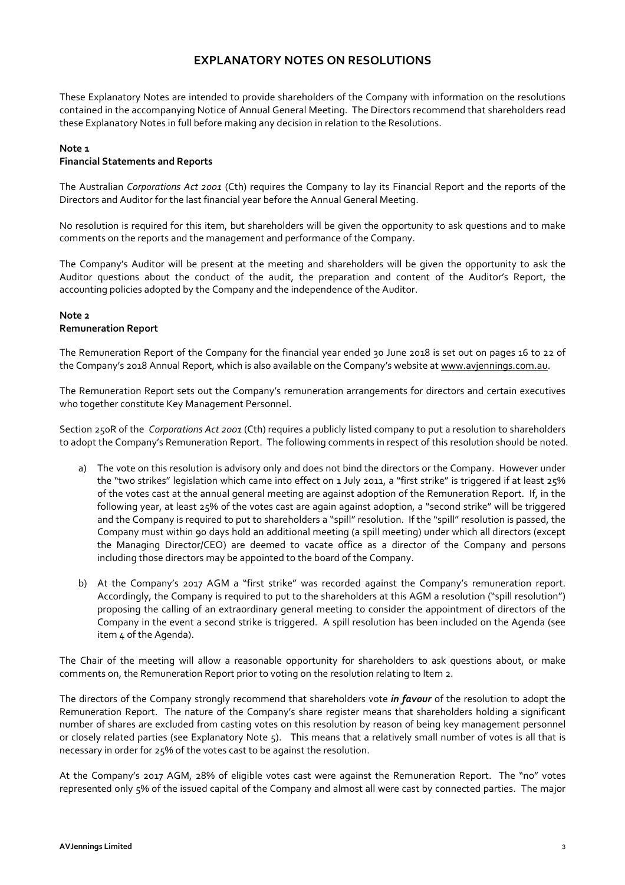# EXPLANATORY NOTES ON RESOLUTIONS

These Explanatory Notes are intended to provide shareholders of the Company with information on the resolutions contained in the accompanying Notice of Annual General Meeting. The Directors recommend that shareholders read these Explanatory Notes in full before making any decision in relation to the Resolutions.

**Note 1**
**Financial Statements and Reports**

The Australian *Corporations Act 2001* (Cth) requires the Company to lay its Financial Report and the reports of the Directors and Auditor for the last financial year before the Annual General Meeting.

No resolution is required for this item, but shareholders will be given the opportunity to ask questions and to make comments on the reports and the management and performance of the Company.

The Company's Auditor will be present at the meeting and shareholders will be given the opportunity to ask the Auditor questions about the conduct of the audit, the preparation and content of the Auditor's Report, the accounting policies adopted by the Company and the independence of the Auditor.

**Note 2**
**Remuneration Report**

The Remuneration Report of the Company for the financial year ended 30 June 2018 is set out on pages 16 to 22 of the Company's 2018 Annual Report, which is also available on the Company's website at www.avjennings.com.au.

The Remuneration Report sets out the Company's remuneration arrangements for directors and certain executives who together constitute Key Management Personnel.

Section 250R of the *Corporations Act 2001* (Cth) requires a publicly listed company to put a resolution to shareholders to adopt the Company's Remuneration Report. The following comments in respect of this resolution should be noted.

a) The vote on this resolution is advisory only and does not bind the directors or the Company. However under the "two strikes" legislation which came into effect on 1 July 2011, a "first strike" is triggered if at least 25% of the votes cast at the annual general meeting are against adoption of the Remuneration Report. If, in the following year, at least 25% of the votes cast are again against adoption, a "second strike" will be triggered and the Company is required to put to shareholders a "spill" resolution. If the "spill" resolution is passed, the Company must within 90 days hold an additional meeting (a spill meeting) under which all directors (except the Managing Director/CEO) are deemed to vacate office as a director of the Company and persons including those directors may be appointed to the board of the Company.

b) At the Company's 2017 AGM a "first strike" was recorded against the Company's remuneration report. Accordingly, the Company is required to put to the shareholders at this AGM a resolution ("spill resolution") proposing the calling of an extraordinary general meeting to consider the appointment of directors of the Company in the event a second strike is triggered. A spill resolution has been included on the Agenda (see item 4 of the Agenda).

The Chair of the meeting will allow a reasonable opportunity for shareholders to ask questions about, or make comments on, the Remuneration Report prior to voting on the resolution relating to Item 2.

The directors of the Company strongly recommend that shareholders vote ***in favour*** of the resolution to adopt the Remuneration Report. The nature of the Company's share register means that shareholders holding a significant number of shares are excluded from casting votes on this resolution by reason of being key management personnel or closely related parties (see Explanatory Note 5). This means that a relatively small number of votes is all that is necessary in order for 25% of the votes cast to be against the resolution.

At the Company's 2017 AGM, 28% of eligible votes cast were against the Remuneration Report. The "no" votes represented only 5% of the issued capital of the Company and almost all were cast by connected parties. The major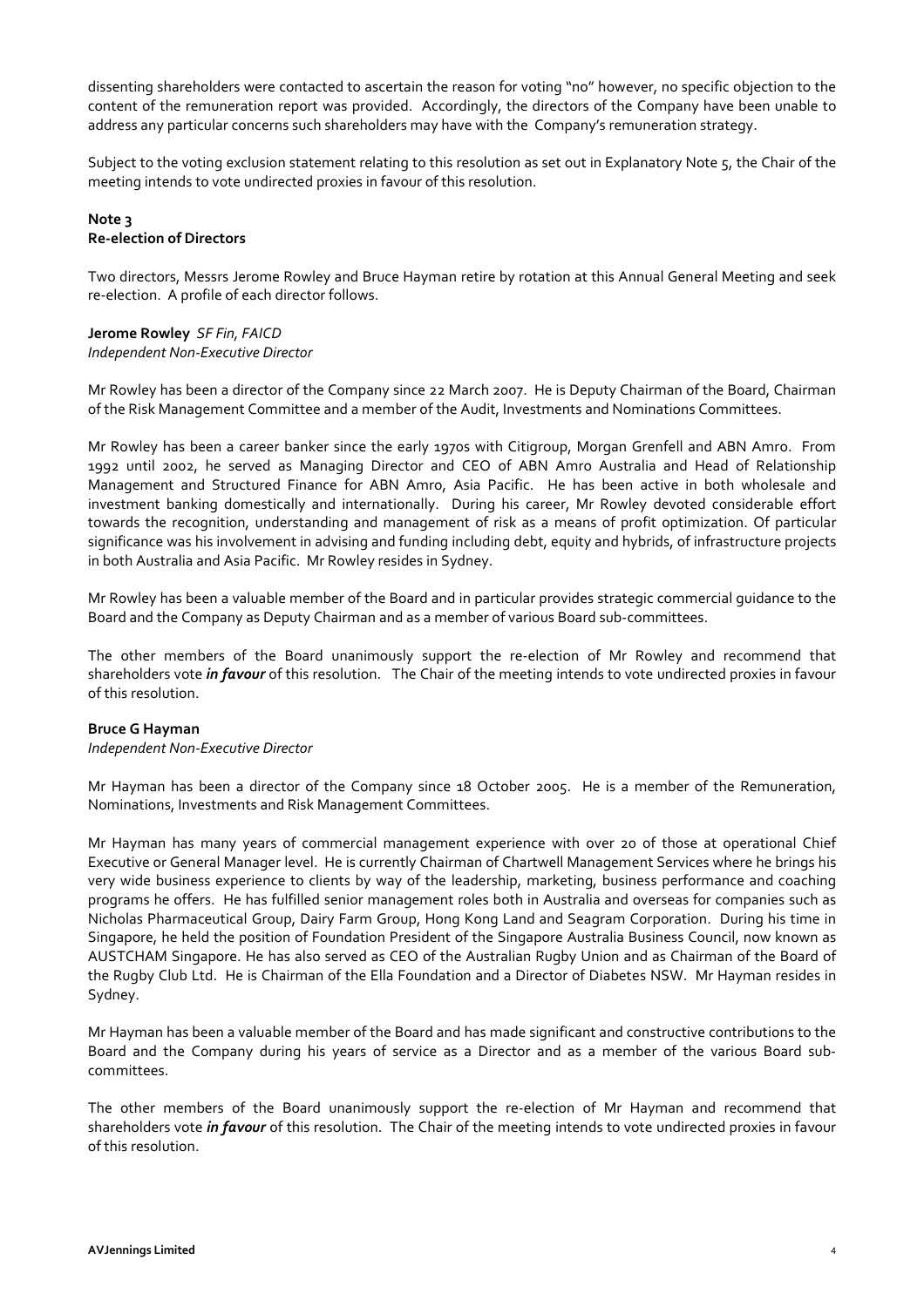dissenting shareholders were contacted to ascertain the reason for voting "no" however, no specific objection to the content of the remuneration report was provided. Accordingly, the directors of the Company have been unable to address any particular concerns such shareholders may have with the Company's remuneration strategy.

Subject to the voting exclusion statement relating to this resolution as set out in Explanatory Note 5, the Chair of the meeting intends to vote undirected proxies in favour of this resolution.

**Note 3**
**Re-election of Directors**

Two directors, Messrs Jerome Rowley and Bruce Hayman retire by rotation at this Annual General Meeting and seek re-election. A profile of each director follows.

**Jerome Rowley** *SF Fin, FAICD*
*Independent Non-Executive Director*

Mr Rowley has been a director of the Company since 22 March 2007. He is Deputy Chairman of the Board, Chairman of the Risk Management Committee and a member of the Audit, Investments and Nominations Committees.

Mr Rowley has been a career banker since the early 1970s with Citigroup, Morgan Grenfell and ABN Amro. From 1992 until 2002, he served as Managing Director and CEO of ABN Amro Australia and Head of Relationship Management and Structured Finance for ABN Amro, Asia Pacific. He has been active in both wholesale and investment banking domestically and internationally. During his career, Mr Rowley devoted considerable effort towards the recognition, understanding and management of risk as a means of profit optimization. Of particular significance was his involvement in advising and funding including debt, equity and hybrids, of infrastructure projects in both Australia and Asia Pacific. Mr Rowley resides in Sydney.

Mr Rowley has been a valuable member of the Board and in particular provides strategic commercial guidance to the Board and the Company as Deputy Chairman and as a member of various Board sub-committees.

The other members of the Board unanimously support the re-election of Mr Rowley and recommend that shareholders vote ***in favour*** of this resolution. The Chair of the meeting intends to vote undirected proxies in favour of this resolution.

**Bruce G Hayman**
*Independent Non-Executive Director*

Mr Hayman has been a director of the Company since 18 October 2005. He is a member of the Remuneration, Nominations, Investments and Risk Management Committees.

Mr Hayman has many years of commercial management experience with over 20 of those at operational Chief Executive or General Manager level. He is currently Chairman of Chartwell Management Services where he brings his very wide business experience to clients by way of the leadership, marketing, business performance and coaching programs he offers. He has fulfilled senior management roles both in Australia and overseas for companies such as Nicholas Pharmaceutical Group, Dairy Farm Group, Hong Kong Land and Seagram Corporation. During his time in Singapore, he held the position of Foundation President of the Singapore Australia Business Council, now known as AUSTCHAM Singapore. He has also served as CEO of the Australian Rugby Union and as Chairman of the Board of the Rugby Club Ltd. He is Chairman of the Ella Foundation and a Director of Diabetes NSW. Mr Hayman resides in Sydney.

Mr Hayman has been a valuable member of the Board and has made significant and constructive contributions to the Board and the Company during his years of service as a Director and as a member of the various Board sub-committees.

The other members of the Board unanimously support the re-election of Mr Hayman and recommend that shareholders vote ***in favour*** of this resolution. The Chair of the meeting intends to vote undirected proxies in favour of this resolution.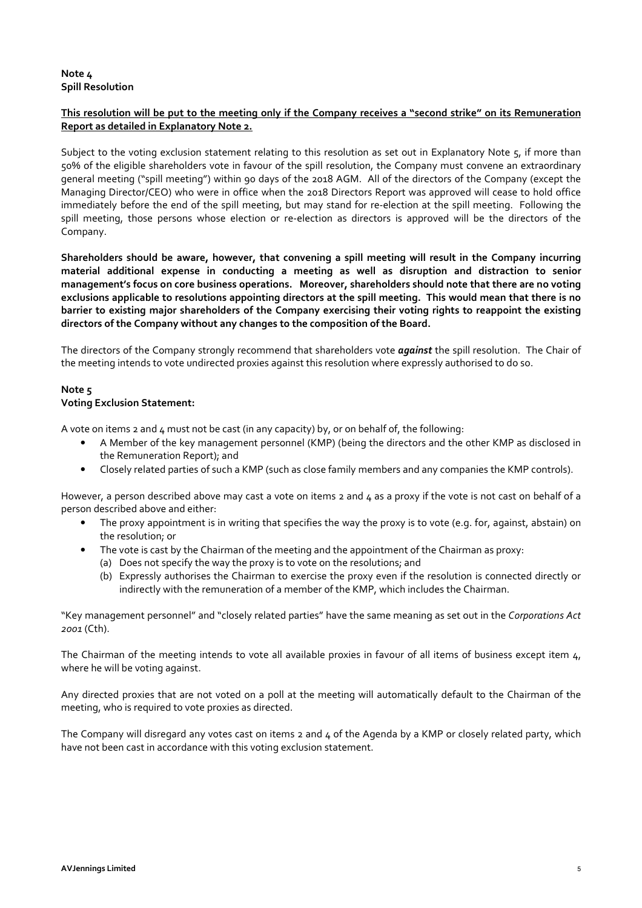**Note 4**
**Spill Resolution**

**This resolution will be put to the meeting only if the Company receives a "second strike" on its Remuneration Report as detailed in Explanatory Note 2.**

Subject to the voting exclusion statement relating to this resolution as set out in Explanatory Note 5, if more than 50% of the eligible shareholders vote in favour of the spill resolution, the Company must convene an extraordinary general meeting ("spill meeting") within 90 days of the 2018 AGM. All of the directors of the Company (except the Managing Director/CEO) who were in office when the 2018 Directors Report was approved will cease to hold office immediately before the end of the spill meeting, but may stand for re-election at the spill meeting. Following the spill meeting, those persons whose election or re-election as directors is approved will be the directors of the Company.

**Shareholders should be aware, however, that convening a spill meeting will result in the Company incurring material additional expense in conducting a meeting as well as disruption and distraction to senior management's focus on core business operations. Moreover, shareholders should note that there are no voting exclusions applicable to resolutions appointing directors at the spill meeting. This would mean that there is no barrier to existing major shareholders of the Company exercising their voting rights to reappoint the existing directors of the Company without any changes to the composition of the Board.**

The directors of the Company strongly recommend that shareholders vote ***against*** the spill resolution. The Chair of the meeting intends to vote undirected proxies against this resolution where expressly authorised to do so.

**Note 5**
**Voting Exclusion Statement:**

A vote on items 2 and 4 must not be cast (in any capacity) by, or on behalf of, the following:

- A Member of the key management personnel (KMP) (being the directors and the other KMP as disclosed in the Remuneration Report); and
- Closely related parties of such a KMP (such as close family members and any companies the KMP controls).

However, a person described above may cast a vote on items 2 and 4 as a proxy if the vote is not cast on behalf of a person described above and either:

- The proxy appointment is in writing that specifies the way the proxy is to vote (e.g. for, against, abstain) on the resolution; or
- The vote is cast by the Chairman of the meeting and the appointment of the Chairman as proxy:
  (a) Does not specify the way the proxy is to vote on the resolutions; and
  (b) Expressly authorises the Chairman to exercise the proxy even if the resolution is connected directly or indirectly with the remuneration of a member of the KMP, which includes the Chairman.

"Key management personnel" and "closely related parties" have the same meaning as set out in the *Corporations Act 2001* (Cth).

The Chairman of the meeting intends to vote all available proxies in favour of all items of business except item 4, where he will be voting against.

Any directed proxies that are not voted on a poll at the meeting will automatically default to the Chairman of the meeting, who is required to vote proxies as directed.

The Company will disregard any votes cast on items 2 and 4 of the Agenda by a KMP or closely related party, which have not been cast in accordance with this voting exclusion statement.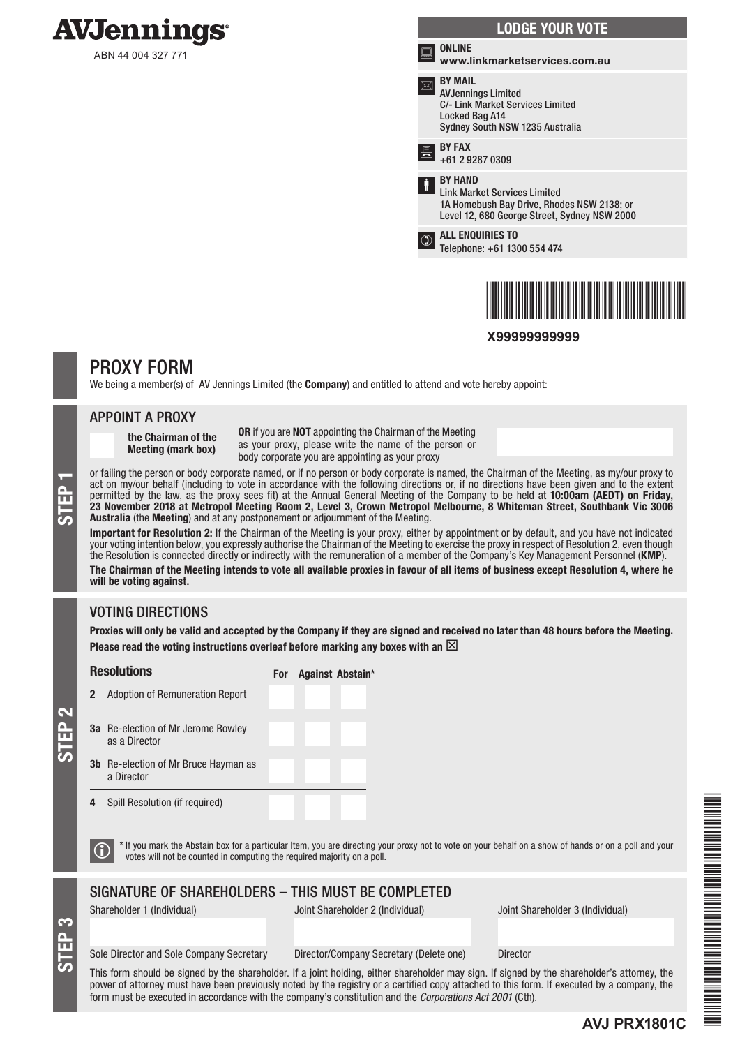**AVJennings**

ABN 44 004 327 771

## LODGE YOUR VOTE

**ONLINE**
**www.linkmarketservices.com.au**

**BY MAIL**
AVJennings Limited
C/- Link Market Services Limited
Locked Bag A14
Sydney South NSW 1235 Australia

**BY FAX**
+61 2 9287 0309

**BY HAND**
Link Market Services Limited
1A Homebush Bay Drive, Rhodes NSW 2138; or
Level 12, 680 George Street, Sydney NSW 2000

**ALL ENQUIRIES TO**
Telephone: +61 1300 554 474

**X99999999999**

# PROXY FORM

We being a member(s) of AV Jennings Limited (the **Company**) and entitled to attend and vote hereby appoint:

## STEP 1

### APPOINT A PROXY

☐ **the Chairman of the Meeting (mark box)**

**OR** if you are **NOT** appointing the Chairman of the Meeting as your proxy, please write the name of the person or body corporate you are appointing as your proxy

or failing the person or body corporate named, or if no person or body corporate is named, the Chairman of the Meeting, as my/our proxy to act on my/our behalf (including to vote in accordance with the following directions or, if no directions have been given and to the extent permitted by the law, as the proxy sees fit) at the Annual General Meeting of the Company to be held at **10:00am (AEDT) on Friday, 23 November 2018 at Metropol Meeting Room 2, Level 3, Crown Metropol Melbourne, 8 Whiteman Street, Southbank Vic 3006 Australia** (the **Meeting**) and at any postponement or adjournment of the Meeting.

**Important for Resolution 2:** If the Chairman of the Meeting is your proxy, either by appointment or by default, and you have not indicated your voting intention below, you expressly authorise the Chairman of the Meeting to exercise the proxy in respect of Resolution 2, even though the Resolution is connected directly or indirectly with the remuneration of a member of the Company's Key Management Personnel (**KMP**).

**The Chairman of the Meeting intends to vote all available proxies in favour of all items of business except Resolution 4, where he will be voting against.**

## STEP 2

### VOTING DIRECTIONS

**Proxies will only be valid and accepted by the Company if they are signed and received no later than 48 hours before the Meeting.**
**Please read the voting instructions overleaf before marking any boxes with an ☒**

| Resolutions | For | Against | Abstain* |
|---|---|---|---|
| **2** Adoption of Remuneration Report | | | |
| **3a** Re-election of Mr Jerome Rowley as a Director | | | |
| **3b** Re-election of Mr Bruce Hayman as a Director | | | |
| **4** Spill Resolution (if required) | | | |

ⓘ * If you mark the Abstain box for a particular Item, you are directing your proxy not to vote on your behalf on a show of hands or on a poll and your votes will not be counted in computing the required majority on a poll.

## STEP 3

### SIGNATURE OF SHAREHOLDERS – THIS MUST BE COMPLETED

| Shareholder 1 (Individual) | Joint Shareholder 2 (Individual) | Joint Shareholder 3 (Individual) |
|---|---|---|
| | | |
| Sole Director and Sole Company Secretary | Director/Company Secretary (Delete one) | Director |

This form should be signed by the shareholder. If a joint holding, either shareholder may sign. If signed by the shareholder's attorney, the power of attorney must have been previously noted by the registry or a certified copy attached to this form. If executed by a company, the form must be executed in accordance with the company's constitution and the *Corporations Act 2001* (Cth).

**AVJ PRX1801C**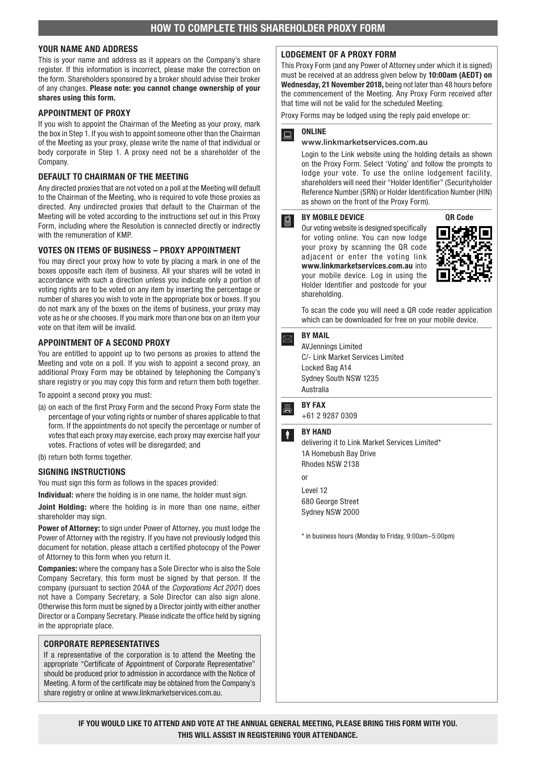# HOW TO COMPLETE THIS SHAREHOLDER PROXY FORM

### YOUR NAME AND ADDRESS

This is your name and address as it appears on the Company's share register. If this information is incorrect, please make the correction on the form. Shareholders sponsored by a broker should advise their broker of any changes. **Please note: you cannot change ownership of your shares using this form.**

### APPOINTMENT OF PROXY

If you wish to appoint the Chairman of the Meeting as your proxy, mark the box in Step 1. If you wish to appoint someone other than the Chairman of the Meeting as your proxy, please write the name of that individual or body corporate in Step 1. A proxy need not be a shareholder of the Company.

### DEFAULT TO CHAIRMAN OF THE MEETING

Any directed proxies that are not voted on a poll at the Meeting will default to the Chairman of the Meeting, who is required to vote those proxies as directed. Any undirected proxies that default to the Chairman of the Meeting will be voted according to the instructions set out in this Proxy Form, including where the Resolution is connected directly or indirectly with the remuneration of KMP.

### VOTES ON ITEMS OF BUSINESS – PROXY APPOINTMENT

You may direct your proxy how to vote by placing a mark in one of the boxes opposite each item of business. All your shares will be voted in accordance with such a direction unless you indicate only a portion of voting rights are to be voted on any item by inserting the percentage or number of shares you wish to vote in the appropriate box or boxes. If you do not mark any of the boxes on the items of business, your proxy may vote as he or she chooses. If you mark more than one box on an item your vote on that item will be invalid.

### APPOINTMENT OF A SECOND PROXY

You are entitled to appoint up to two persons as proxies to attend the Meeting and vote on a poll. If you wish to appoint a second proxy, an additional Proxy Form may be obtained by telephoning the Company's share registry or you may copy this form and return them both together.

To appoint a second proxy you must:

(a) on each of the first Proxy Form and the second Proxy Form state the percentage of your voting rights or number of shares applicable to that form. If the appointments do not specify the percentage or number of votes that each proxy may exercise, each proxy may exercise half your votes. Fractions of votes will be disregarded; and

(b) return both forms together.

### SIGNING INSTRUCTIONS

You must sign this form as follows in the spaces provided:

**Individual:** where the holding is in one name, the holder must sign.

**Joint Holding:** where the holding is in more than one name, either shareholder may sign.

**Power of Attorney:** to sign under Power of Attorney, you must lodge the Power of Attorney with the registry. If you have not previously lodged this document for notation, please attach a certified photocopy of the Power of Attorney to this form when you return it.

**Companies:** where the company has a Sole Director who is also the Sole Company Secretary, this form must be signed by that person. If the company (pursuant to section 204A of the *Corporations Act 2001*) does not have a Company Secretary, a Sole Director can also sign alone. Otherwise this form must be signed by a Director jointly with either another Director or a Company Secretary. Please indicate the office held by signing in the appropriate place.

### CORPORATE REPRESENTATIVES

If a representative of the corporation is to attend the Meeting the appropriate "Certificate of Appointment of Corporate Representative" should be produced prior to admission in accordance with the Notice of Meeting. A form of the certificate may be obtained from the Company's share registry or online at www.linkmarketservices.com.au.

### LODGEMENT OF A PROXY FORM

This Proxy Form (and any Power of Attorney under which it is signed) must be received at an address given below by **10:00am (AEDT) on Wednesday, 21 November 2018,** being not later than 48 hours before the commencement of the Meeting. Any Proxy Form received after that time will not be valid for the scheduled Meeting.

Proxy Forms may be lodged using the reply paid envelope or:

**ONLINE**

www.linkmarketservices.com.au

Login to the Link website using the holding details as shown on the Proxy Form. Select 'Voting' and follow the prompts to lodge your vote. To use the online lodgement facility, shareholders will need their "Holder Identifier" (Securityholder Reference Number (SRN) or Holder Identification Number (HIN) as shown on the front of the Proxy Form).

**BY MOBILE DEVICE**

**QR Code**

Our voting website is designed specifically for voting online. You can now lodge your proxy by scanning the QR code adjacent or enter the voting link **www.linkmarketservices.com.au** into your mobile device. Log in using the Holder Identifier and postcode for your shareholding.

To scan the code you will need a QR code reader application which can be downloaded for free on your mobile device.

**BY MAIL**

AVJennings Limited
C/- Link Market Services Limited
Locked Bag A14
Sydney South NSW 1235
Australia

**BY FAX**

+61 2 9287 0309

**BY HAND**

delivering it to Link Market Services Limited*
1A Homebush Bay Drive
Rhodes NSW 2138

or

Level 12
680 George Street
Sydney NSW 2000

\* in business hours (Monday to Friday, 9:00am–5:00pm)

**IF YOU WOULD LIKE TO ATTEND AND VOTE AT THE ANNUAL GENERAL MEETING, PLEASE BRING THIS FORM WITH YOU. THIS WILL ASSIST IN REGISTERING YOUR ATTENDANCE.**